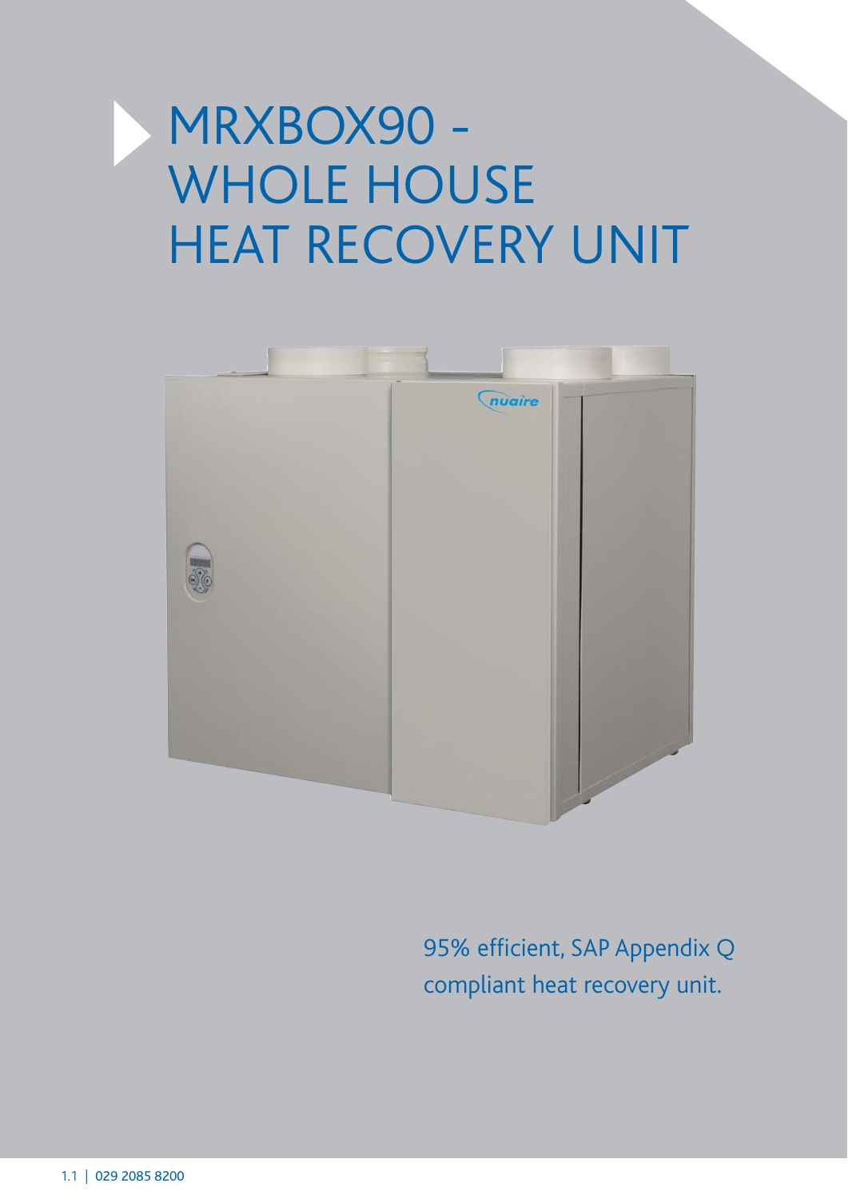# MRXBOX90 - WHOLE HOUSE HEAT RECOVERY UNIT

95% efficient, SAP Appendix Q compliant heat recovery unit.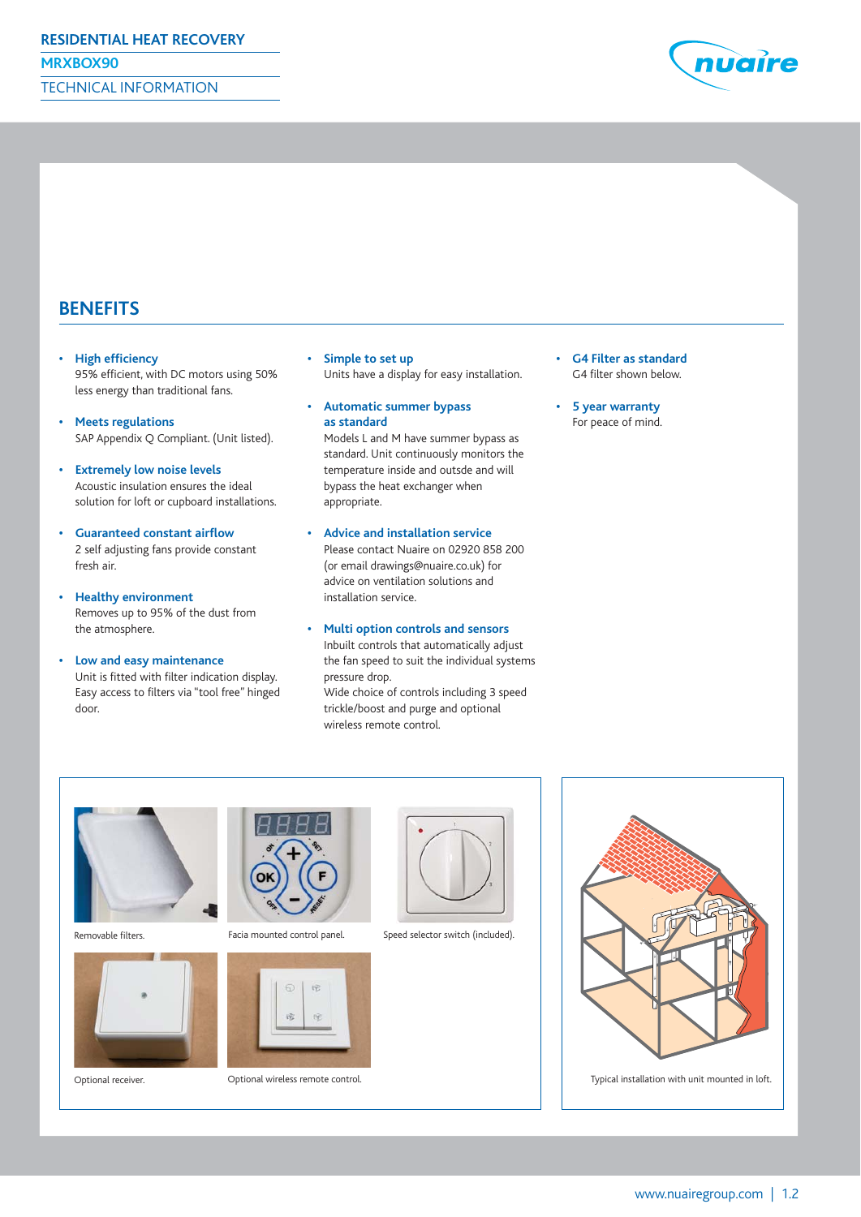# BENEFITS

- **High efficiency**
  95% efficient, with DC motors using 50% less energy than traditional fans.
- **Meets regulations**
  SAP Appendix Q Compliant. (Unit listed).
- **Extremely low noise levels**
  Acoustic insulation ensures the ideal solution for loft or cupboard installations.
- **Guaranteed constant airflow**
  2 self adjusting fans provide constant fresh air.
- **Healthy environment**
  Removes up to 95% of the dust from the atmosphere.
- **Low and easy maintenance**
  Unit is fitted with filter indication display. Easy access to filters via "tool free" hinged door.
- **Simple to set up**
  Units have a display for easy installation.
- **Automatic summer bypass as standard**
  Models L and M have summer bypass as standard. Unit continuously monitors the temperature inside and outsde and will bypass the heat exchanger when appropriate.
- **Advice and installation service**
  Please contact Nuaire on 02920 858 200 (or email drawings@nuaire.co.uk) for advice on ventilation solutions and installation service.
- **Multi option controls and sensors**
  Inbuilt controls that automatically adjust the fan speed to suit the individual systems pressure drop.
  Wide choice of controls including 3 speed trickle/boost and purge and optional wireless remote control.
- **G4 Filter as standard**
  G4 filter shown below.
- **5 year warranty**
  For peace of mind.

Removable filters.

Facia mounted control panel.

Speed selector switch (included).

Optional receiver.

Optional wireless remote control.

Typical installation with unit mounted in loft.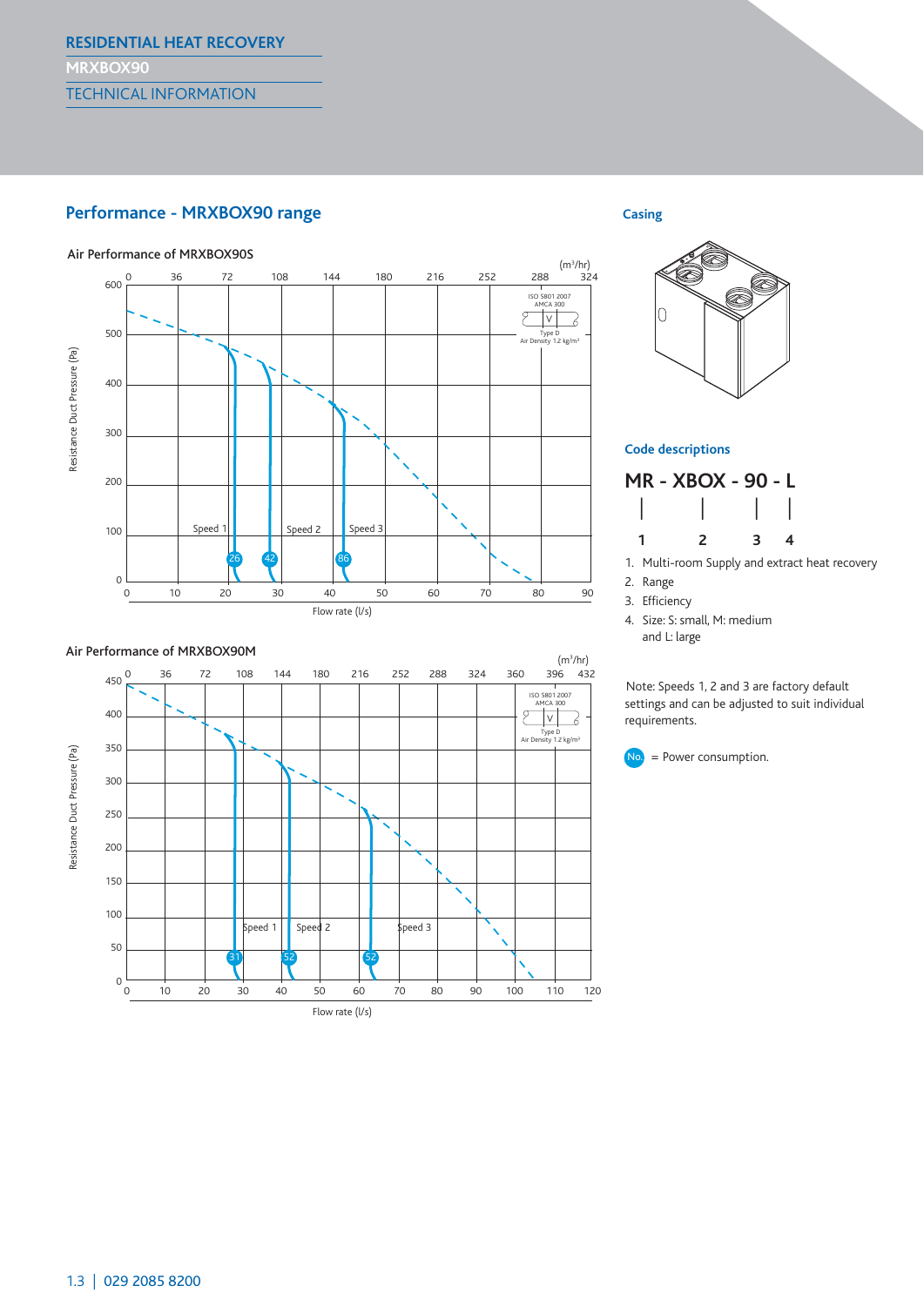# RESIDENTIAL HEAT RECOVERY

MRXBOX90

TECHNICAL INFORMATION

## Performance - MRXBOX90 range

### Air Performance of MRXBOX90S

Resistance Duct Pressure (Pa) vs Flow rate (l/s) / ($m^3$/hr)

ISO 5801 2007, AMCA 300, Type D, Air Density 1.2 kg/$m^3$

Speed 1: 26 · Speed 2: 42 · Speed 3: 86

### Air Performance of MRXBOX90M

Resistance Duct Pressure (Pa) vs Flow rate (l/s) / ($m^3$/hr)

ISO 5801 2007, AMCA 300, Type D, Air Density 1.2 kg/$m^3$

Speed 1: 31 · Speed 2: 52 · Speed 3: 52

## Casing

## Code descriptions

**MR - XBOX - 90 - L**

1. Multi-room Supply and extract heat recovery
2. Range
3. Efficiency
4. Size: S: small, M: medium and L: large

Note: Speeds 1, 2 and 3 are factory default settings and can be adjusted to suit individual requirements.

No. = Power consumption.

029 2085 8200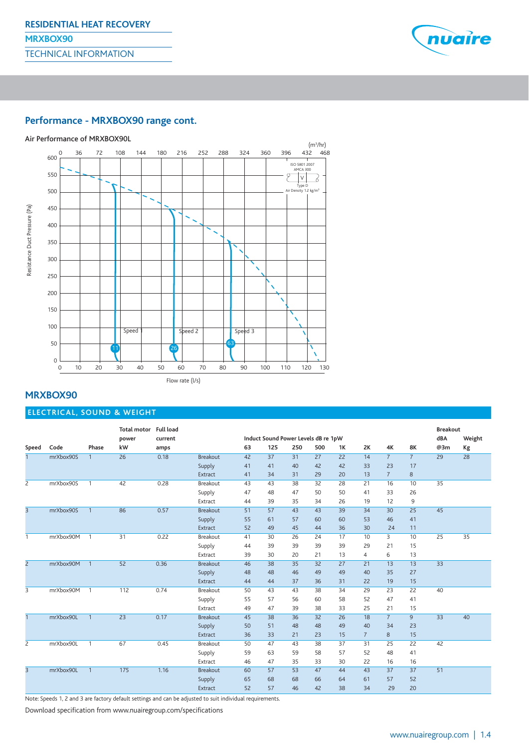## Performance - MRXBOX90 range cont.

Air Performance of MRXBOX90L

(m³/hr)

0 36 72 108 144 180 216 252 288 324 360 396 432 468

Resistance Duct Pressure (Pa)

ISO 5801 2007
AMCA 300
Type D
Air Density 1.2 kg/m³

Speed 1 — 11
Speed 2 — 26
Speed 3 — 63

Flow rate (l/s)

## MRXBOX90

### ELECTRICAL, SOUND & WEIGHT

| Speed | Code | Phase | Total motor power kW | Full load current amps | | Induct Sound Power Levels dB re 1pW 63 | 125 | 250 | 500 | 1K | 2K | 4K | 8K | Breakout dBA @3m | Weight Kg |
|---|---|---|---|---|---|---|---|---|---|---|---|---|---|---|---|
| 1 | mrXbox90S | 1 | 26 | 0.18 | Breakout | 42 | 37 | 31 | 27 | 22 | 14 | 7 | 7 | 29 | 28 |
| | | | | | Supply | 41 | 41 | 40 | 42 | 42 | 33 | 23 | 17 | | |
| | | | | | Extract | 41 | 34 | 31 | 29 | 20 | 13 | 7 | 8 | | |
| 2 | mrXbox90S | 1 | 42 | 0.28 | Breakout | 43 | 43 | 38 | 32 | 28 | 21 | 16 | 10 | 35 | |
| | | | | | Supply | 47 | 48 | 47 | 50 | 50 | 41 | 33 | 26 | | |
| | | | | | Extract | 44 | 39 | 35 | 34 | 26 | 19 | 12 | 9 | | |
| 3 | mrXbox90S | 1 | 86 | 0.57 | Breakout | 51 | 57 | 43 | 43 | 39 | 34 | 30 | 25 | 45 | |
| | | | | | Supply | 55 | 61 | 57 | 60 | 60 | 53 | 46 | 41 | | |
| | | | | | Extract | 52 | 49 | 45 | 44 | 36 | 30 | 24 | 11 | | |
| 1 | mrXbox90M | 1 | 31 | 0.22 | Breakout | 41 | 30 | 26 | 24 | 17 | 10 | 3 | 10 | 25 | 35 |
| | | | | | Supply | 44 | 39 | 39 | 39 | 39 | 29 | 21 | 15 | | |
| | | | | | Extract | 39 | 30 | 20 | 21 | 13 | 4 | 6 | 13 | | |
| 2 | mrXbox90M | 1 | 52 | 0.36 | Breakout | 46 | 38 | 35 | 32 | 27 | 21 | 13 | 13 | 33 | |
| | | | | | Supply | 48 | 48 | 46 | 49 | 49 | 40 | 35 | 27 | | |
| | | | | | Extract | 44 | 44 | 37 | 36 | 31 | 22 | 19 | 15 | | |
| 3 | mrXbox90M | 1 | 112 | 0.74 | Breakout | 50 | 43 | 43 | 38 | 34 | 29 | 23 | 22 | 40 | |
| | | | | | Supply | 55 | 57 | 56 | 60 | 58 | 52 | 47 | 41 | | |
| | | | | | Extract | 49 | 47 | 39 | 38 | 33 | 25 | 21 | 15 | | |
| 1 | mrXbox90L | 1 | 23 | 0.17 | Breakout | 45 | 38 | 36 | 32 | 26 | 18 | 7 | 9 | 33 | 40 |
| | | | | | Supply | 50 | 51 | 48 | 48 | 49 | 40 | 34 | 23 | | |
| | | | | | Extract | 36 | 33 | 21 | 23 | 15 | 7 | 8 | 15 | | |
| 2 | mrXbox90L | 1 | 67 | 0.45 | Breakout | 50 | 47 | 43 | 38 | 37 | 31 | 25 | 22 | 42 | |
| | | | | | Supply | 59 | 63 | 59 | 58 | 57 | 52 | 48 | 41 | | |
| | | | | | Extract | 46 | 47 | 35 | 33 | 30 | 22 | 16 | 16 | | |
| 3 | mrXbox90L | 1 | 175 | 1.16 | Breakout | 60 | 57 | 53 | 47 | 44 | 43 | 37 | 37 | 51 | |
| | | | | | Supply | 65 | 68 | 68 | 66 | 64 | 61 | 57 | 52 | | |
| | | | | | Extract | 52 | 57 | 46 | 42 | 38 | 34 | 29 | 20 | | |

Note: Speeds 1, 2 and 3 are factory default settings and can be adjusted to suit individual requirements.

Download specification from www.nuairegroup.com/specifications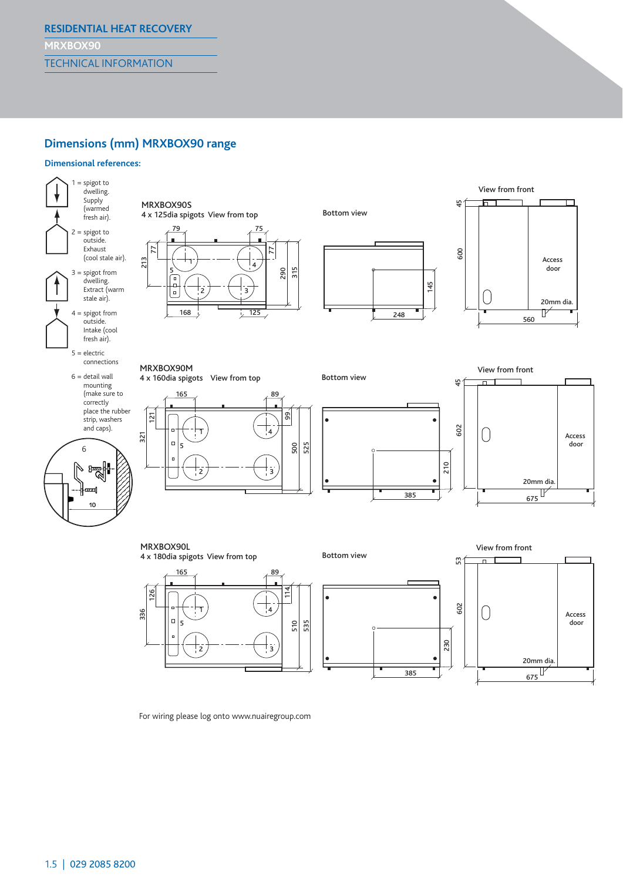## Dimensions (mm) MRXBOX90 range

### Dimensional references:

1 = spigot to dwelling. Supply (warmed fresh air).

2 = spigot to outside. Exhaust (cool stale air).

3 = spigot from dwelling. Extract (warm stale air).

4 = spigot from outside. Intake (cool fresh air).

5 = electric connections

6 = detail wall mounting (make sure to correctly place the rubber strip, washers and caps).

6

10

**MRXBOX90S**
4 x 125dia spigots View from top

79, 75, 77, 77, 213, 290, 315, 168, 125

Bottom view

248, 145

View from front

45, 600, Access door, 20mm dia., 560

**MRXBOX90M**
4 x 160dia spigots View from top

165, 89, 121, 99, 321, 500, 525

Bottom view

385, 210

View from front

45, 602, Access door, 20mm dia., 675

**MRXBOX90L**
4 x 180dia spigots View from top

165, 89, 126, 114, 336, 510, 535

Bottom view

385, 230

View from front

53, 602, Access door, 20mm dia., 675

For wiring please log onto www.nuairegroup.com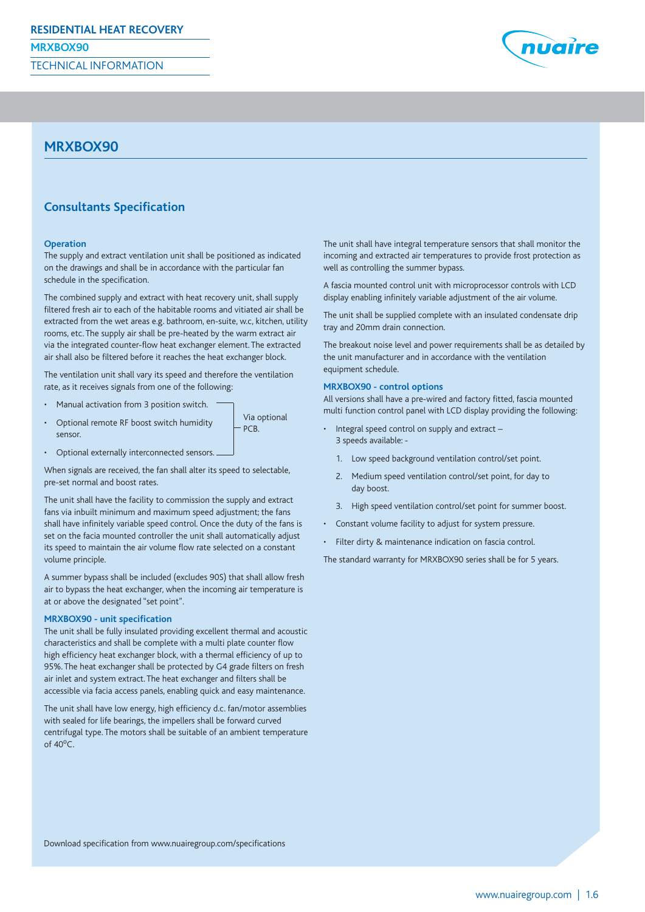# MRXBOX90

## Consultants Specification

### Operation

The supply and extract ventilation unit shall be positioned as indicated on the drawings and shall be in accordance with the particular fan schedule in the specification.

The combined supply and extract with heat recovery unit, shall supply filtered fresh air to each of the habitable rooms and vitiated air shall be extracted from the wet areas e.g. bathroom, en-suite, w.c, kitchen, utility rooms, etc. The supply air shall be pre-heated by the warm extract air via the integrated counter-flow heat exchanger element. The extracted air shall also be filtered before it reaches the heat exchanger block.

The ventilation unit shall vary its speed and therefore the ventilation rate, as it receives signals from one of the following:

- Manual activation from 3 position switch.
- Optional remote RF boost switch humidity sensor.
- Optional externally interconnected sensors.

Via optional PCB.

When signals are received, the fan shall alter its speed to selectable, pre-set normal and boost rates.

The unit shall have the facility to commission the supply and extract fans via inbuilt minimum and maximum speed adjustment; the fans shall have infinitely variable speed control. Once the duty of the fans is set on the facia mounted controller the unit shall automatically adjust its speed to maintain the air volume flow rate selected on a constant volume principle.

A summer bypass shall be included (excludes 90S) that shall allow fresh air to bypass the heat exchanger, when the incoming air temperature is at or above the designated "set point".

### MRXBOX90 - unit specification

The unit shall be fully insulated providing excellent thermal and acoustic characteristics and shall be complete with a multi plate counter flow high efficiency heat exchanger block, with a thermal efficiency of up to 95%. The heat exchanger shall be protected by G4 grade filters on fresh air inlet and system extract. The heat exchanger and filters shall be accessible via facia access panels, enabling quick and easy maintenance.

The unit shall have low energy, high efficiency d.c. fan/motor assemblies with sealed for life bearings, the impellers shall be forward curved centrifugal type. The motors shall be suitable of an ambient temperature of 40$^{o}$C.

The unit shall have integral temperature sensors that shall monitor the incoming and extracted air temperatures to provide frost protection as well as controlling the summer bypass.

A fascia mounted control unit with microprocessor controls with LCD display enabling infinitely variable adjustment of the air volume.

The unit shall be supplied complete with an insulated condensate drip tray and 20mm drain connection.

The breakout noise level and power requirements shall be as detailed by the unit manufacturer and in accordance with the ventilation equipment schedule.

### MRXBOX90 - control options

All versions shall have a pre-wired and factory fitted, fascia mounted multi function control panel with LCD display providing the following:

- Integral speed control on supply and extract – 3 speeds available: -
  1. Low speed background ventilation control/set point.
  2. Medium speed ventilation control/set point, for day to day boost.
  3. High speed ventilation control/set point for summer boost.
- Constant volume facility to adjust for system pressure.
- Filter dirty & maintenance indication on fascia control.

The standard warranty for MRXBOX90 series shall be for 5 years.

Download specification from www.nuairegroup.com/specifications